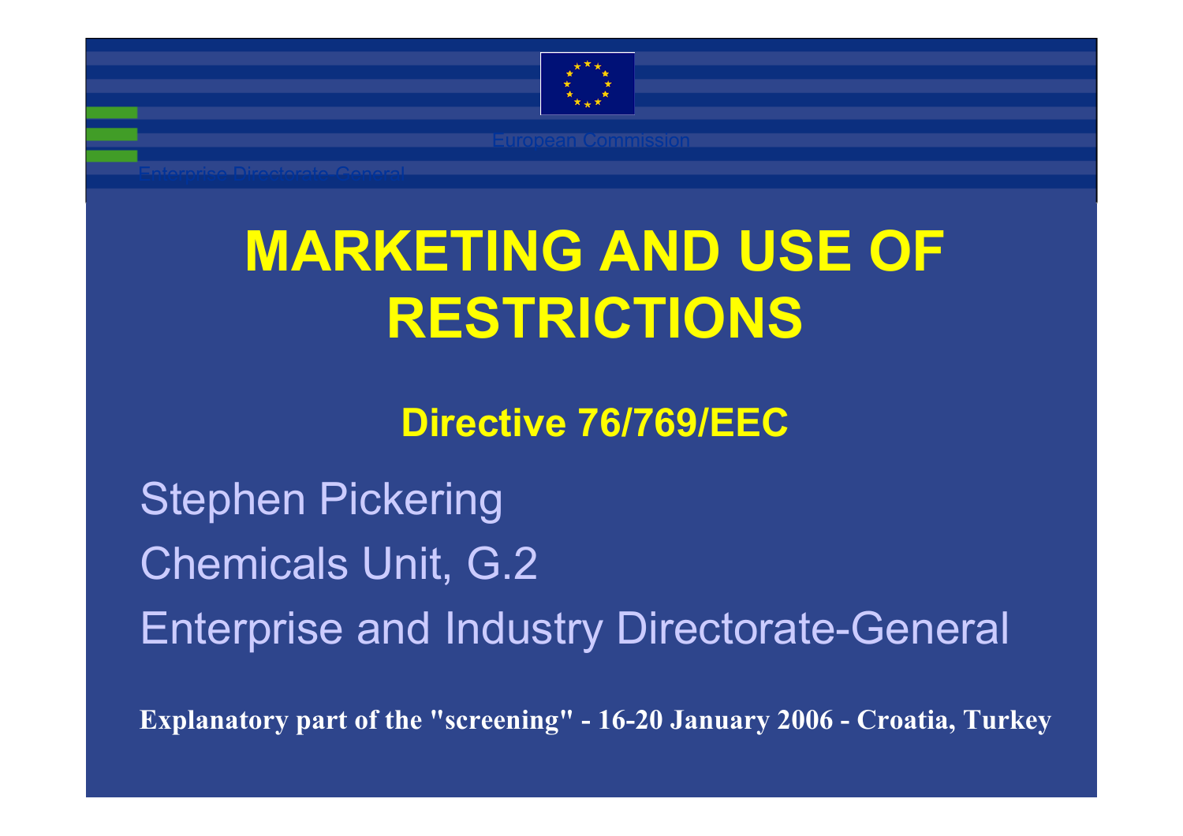European Commission

Enterprise Directorate General

# MARKETING AND USE OF RESTRICTIONS

## Directive 76/769/EEC

Stephen Pickering

Chemicals Unit, G.2

Enterprise and Industry Directorate-General

**Explanatory part of the "screening" - 16-20 January 2006 - Croatia, Turkey**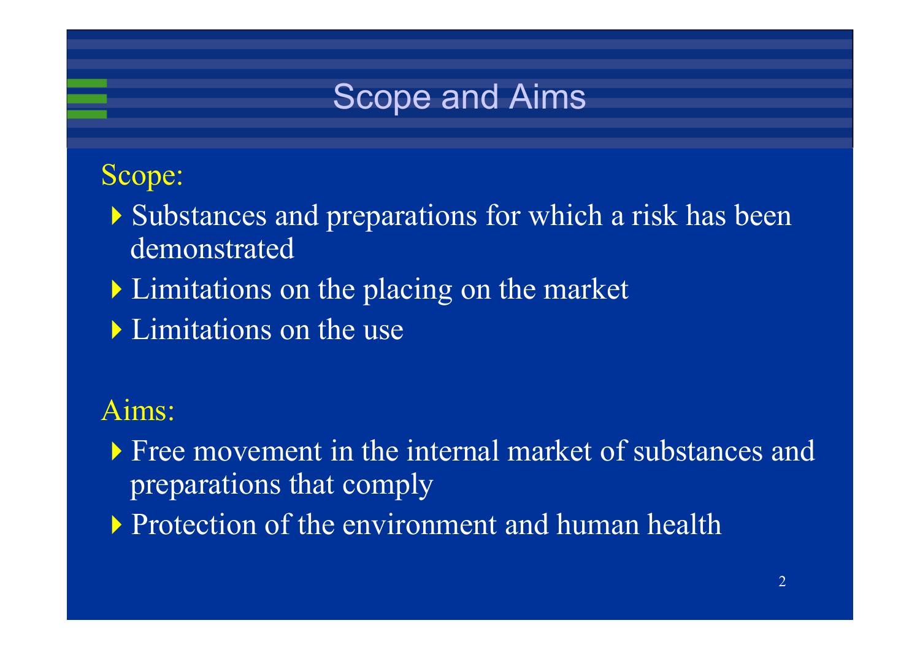# Scope and Aims

Scope:

- Substances and preparations for which a risk has been demonstrated
- Limitations on the placing on the market
- Limitations on the use

Aims:

- Free movement in the internal market of substances and preparations that comply
- Protection of the environment and human health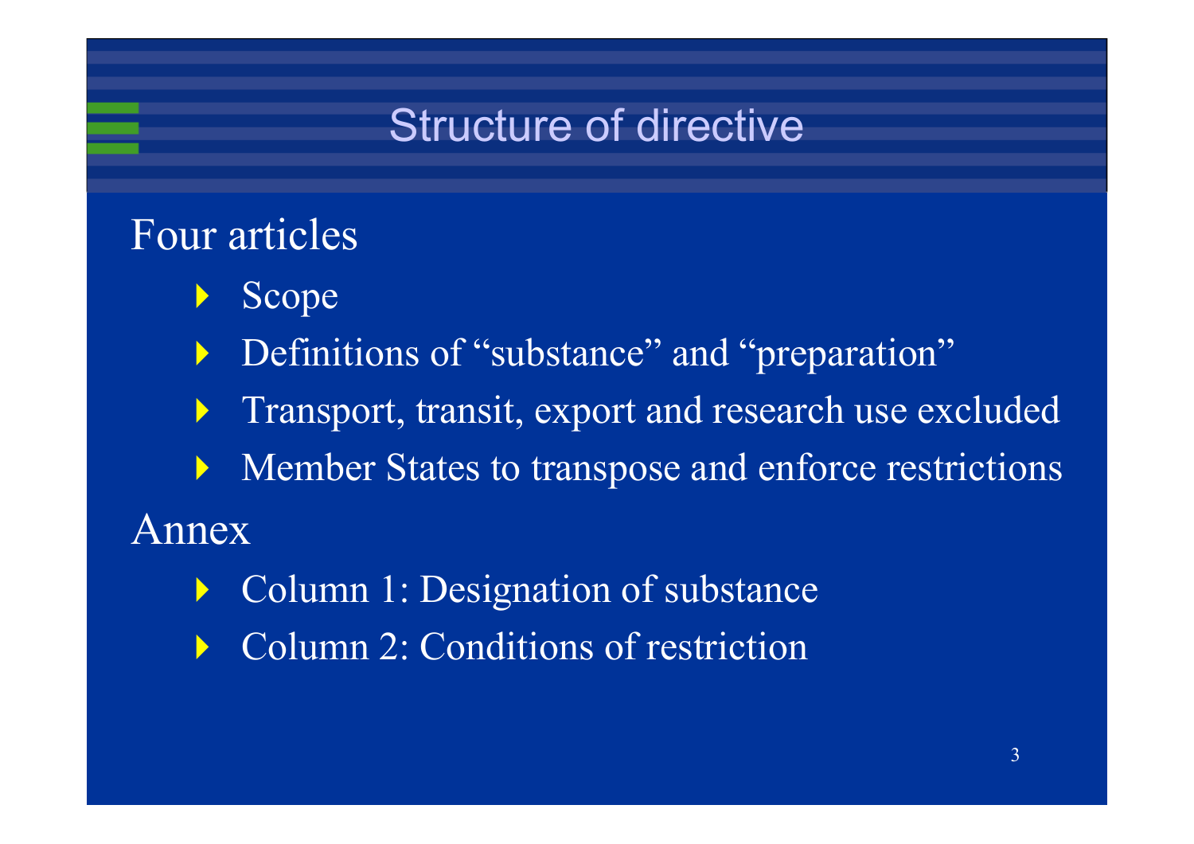# Structure of directive

Four articles

- Scope
- Definitions of "substance" and "preparation"
- Transport, transit, export and research use excluded
- Member States to transpose and enforce restrictions

Annex

- Column 1: Designation of substance
- Column 2: Conditions of restriction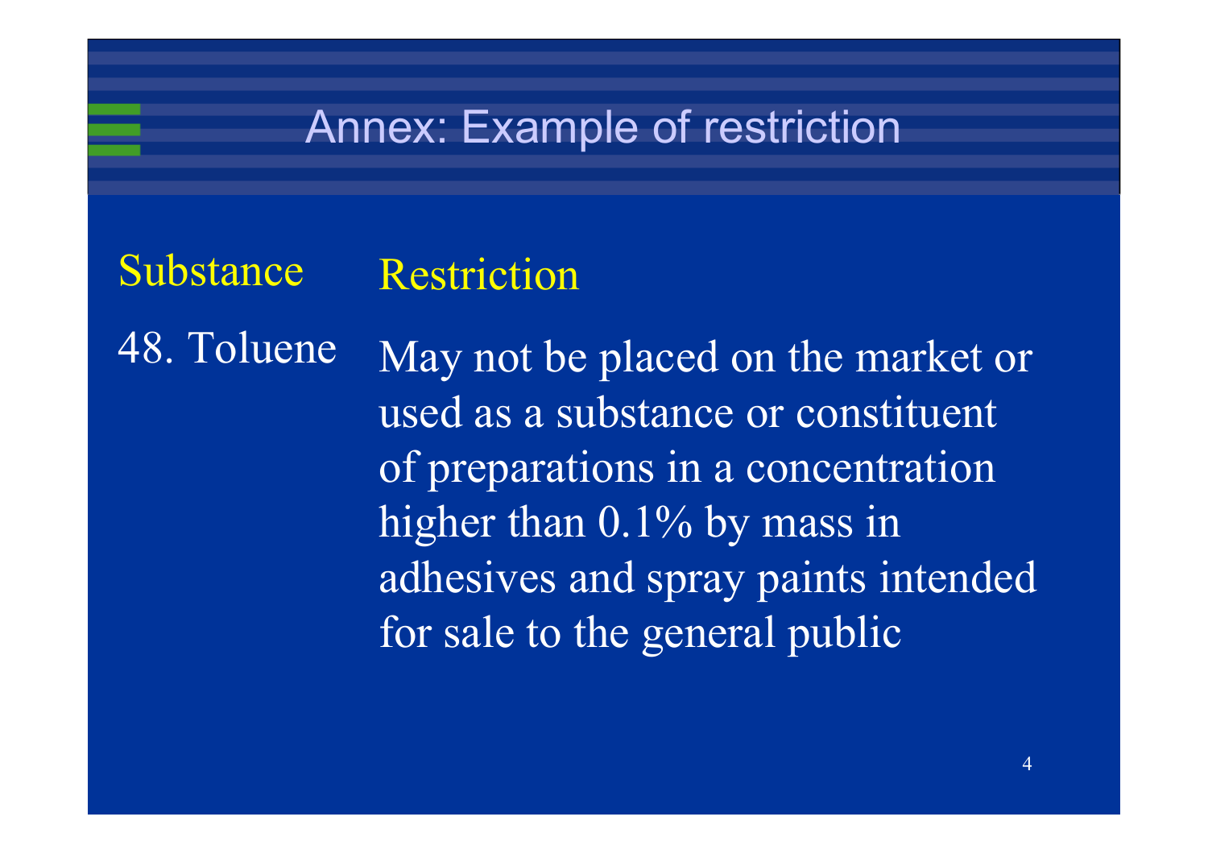# Annex: Example of restriction

| Substance | Restriction |
| --- | --- |
| 48. Toluene | May not be placed on the market or used as a substance or constituent of preparations in a concentration higher than 0.1% by mass in adhesives and spray paints intended for sale to the general public |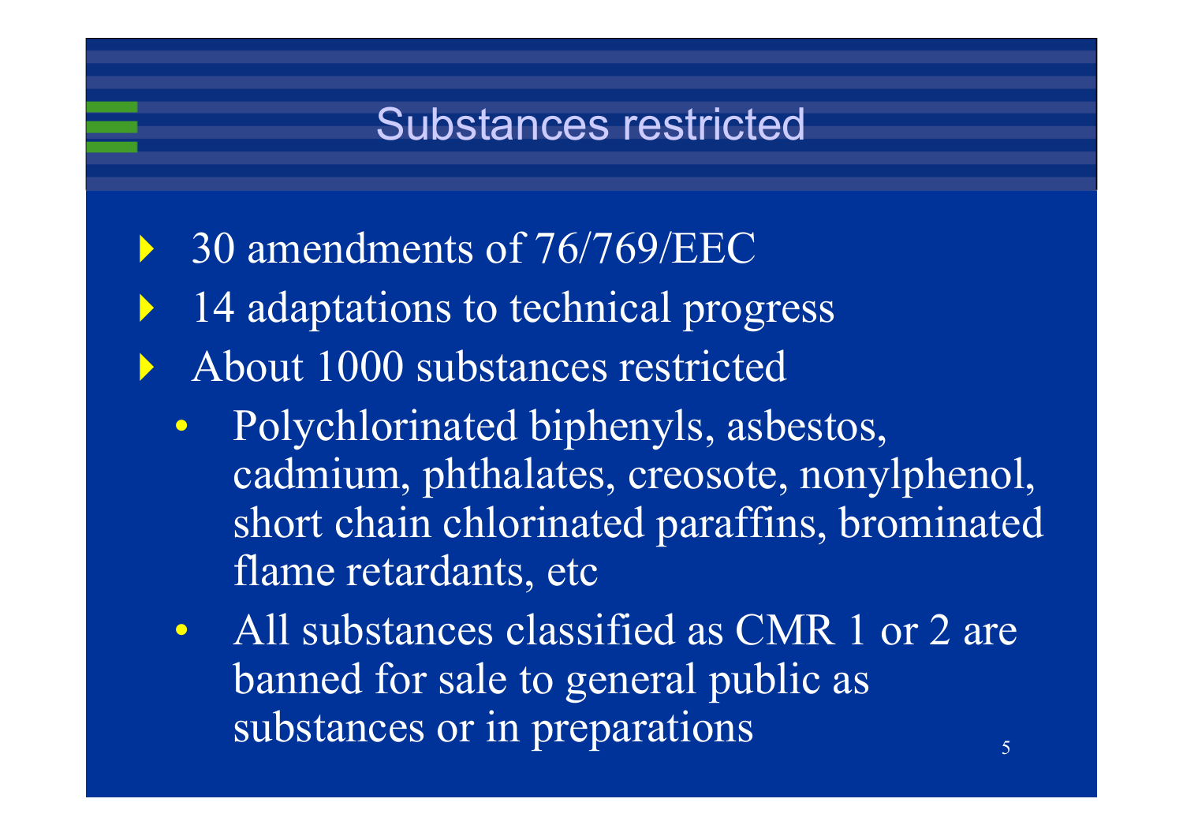# Substances restricted

- 30 amendments of 76/769/EEC
- 14 adaptations to technical progress
- About 1000 substances restricted
  - Polychlorinated biphenyls, asbestos, cadmium, phthalates, creosote, nonylphenol, short chain chlorinated paraffins, brominated flame retardants, etc
  - All substances classified as CMR 1 or 2 are banned for sale to general public as substances or in preparations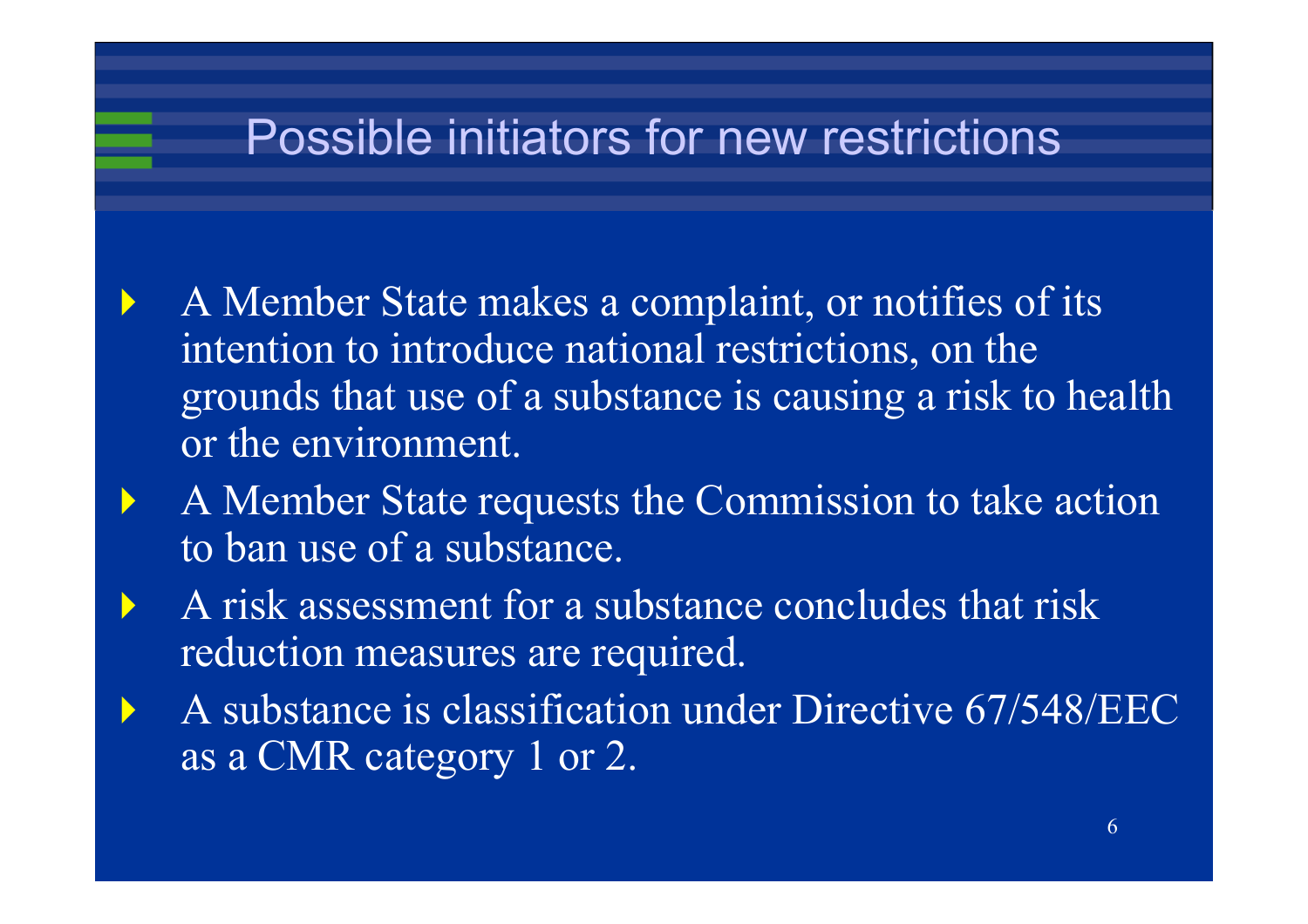# Possible initiators for new restrictions

- A Member State makes a complaint, or notifies of its intention to introduce national restrictions, on the grounds that use of a substance is causing a risk to health or the environment.
- A Member State requests the Commission to take action to ban use of a substance.
- A risk assessment for a substance concludes that risk reduction measures are required.
- A substance is classification under Directive 67/548/EEC as a CMR category 1 or 2.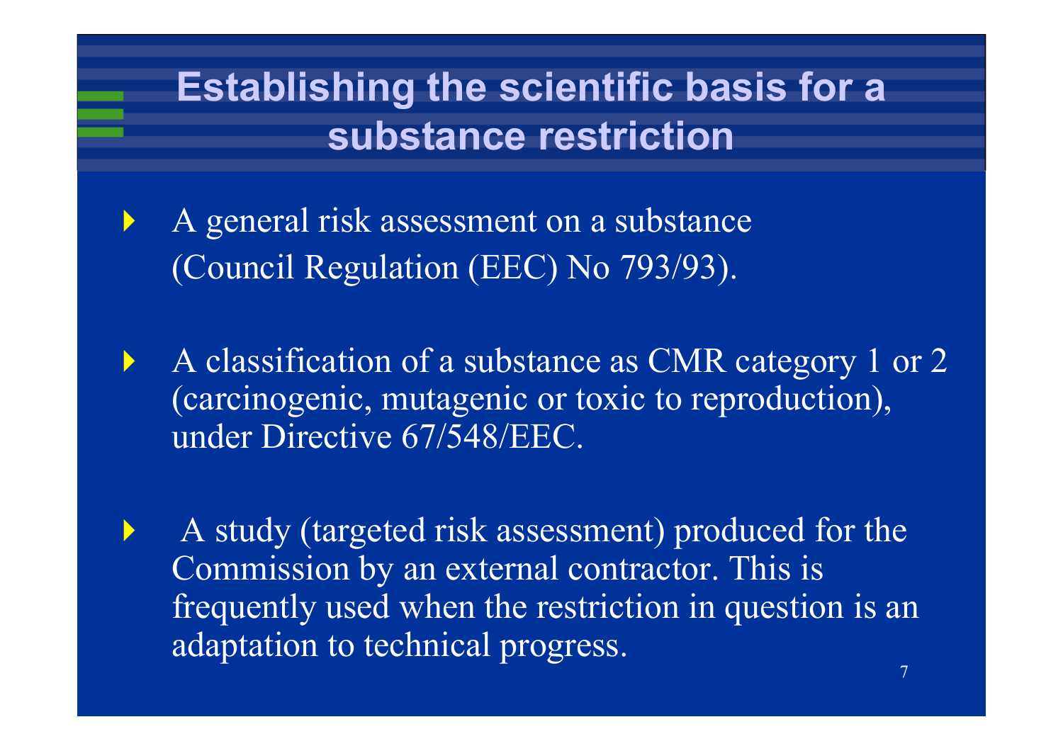# Establishing the scientific basis for a substance restriction

- A general risk assessment on a substance (Council Regulation (EEC) No 793/93).
- A classification of a substance as CMR category 1 or 2 (carcinogenic, mutagenic or toxic to reproduction), under Directive 67/548/EEC.
- A study (targeted risk assessment) produced for the Commission by an external contractor. This is frequently used when the restriction in question is an adaptation to technical progress.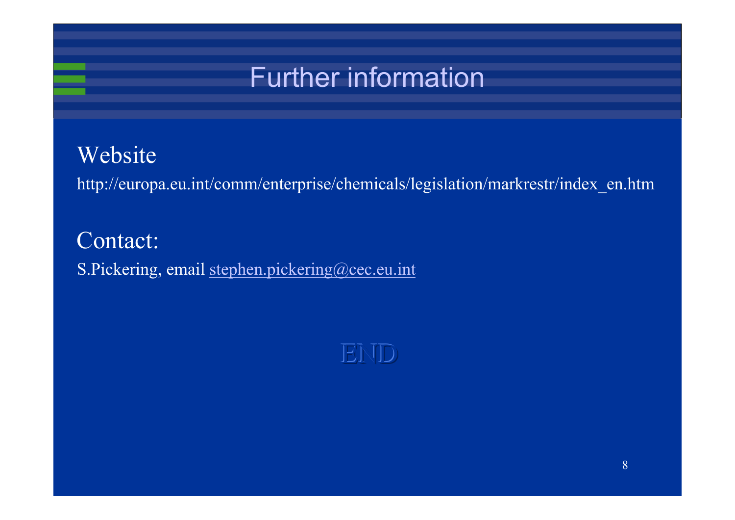# Further information

## Website

http://europa.eu.int/comm/enterprise/chemicals/legislation/markrestr/index_en.htm

## Contact:

S.Pickering, email stephen.pickering@cec.eu.int

END